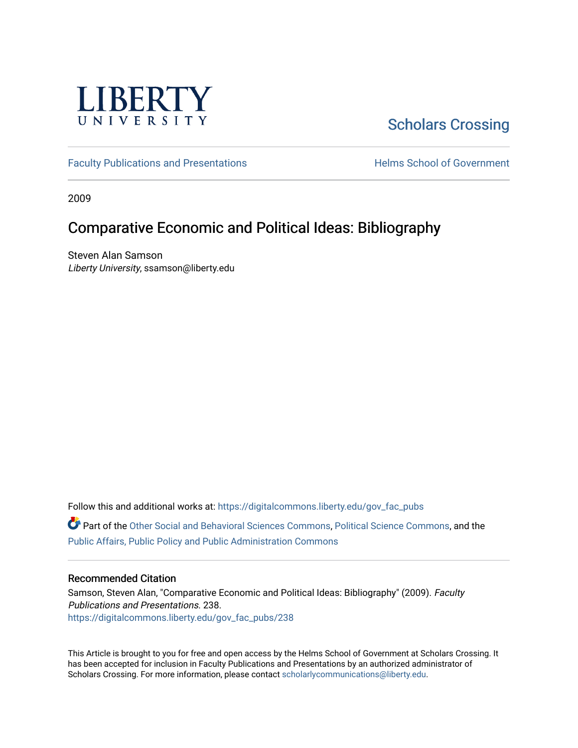LIBERTY UNIVERSITY

Scholars Crossing

Faculty Publications and Presentations

Helms School of Government

2009

# Comparative Economic and Political Ideas: Bibliography

Steven Alan Samson
*Liberty University*, ssamson@liberty.edu

Follow this and additional works at: https://digitalcommons.liberty.edu/gov_fac_pubs

Part of the Other Social and Behavioral Sciences Commons, Political Science Commons, and the Public Affairs, Public Policy and Public Administration Commons

## Recommended Citation

Samson, Steven Alan, "Comparative Economic and Political Ideas: Bibliography" (2009). *Faculty Publications and Presentations*. 238.
https://digitalcommons.liberty.edu/gov_fac_pubs/238

This Article is brought to you for free and open access by the Helms School of Government at Scholars Crossing. It has been accepted for inclusion in Faculty Publications and Presentations by an authorized administrator of Scholars Crossing. For more information, please contact scholarlycommunications@liberty.edu.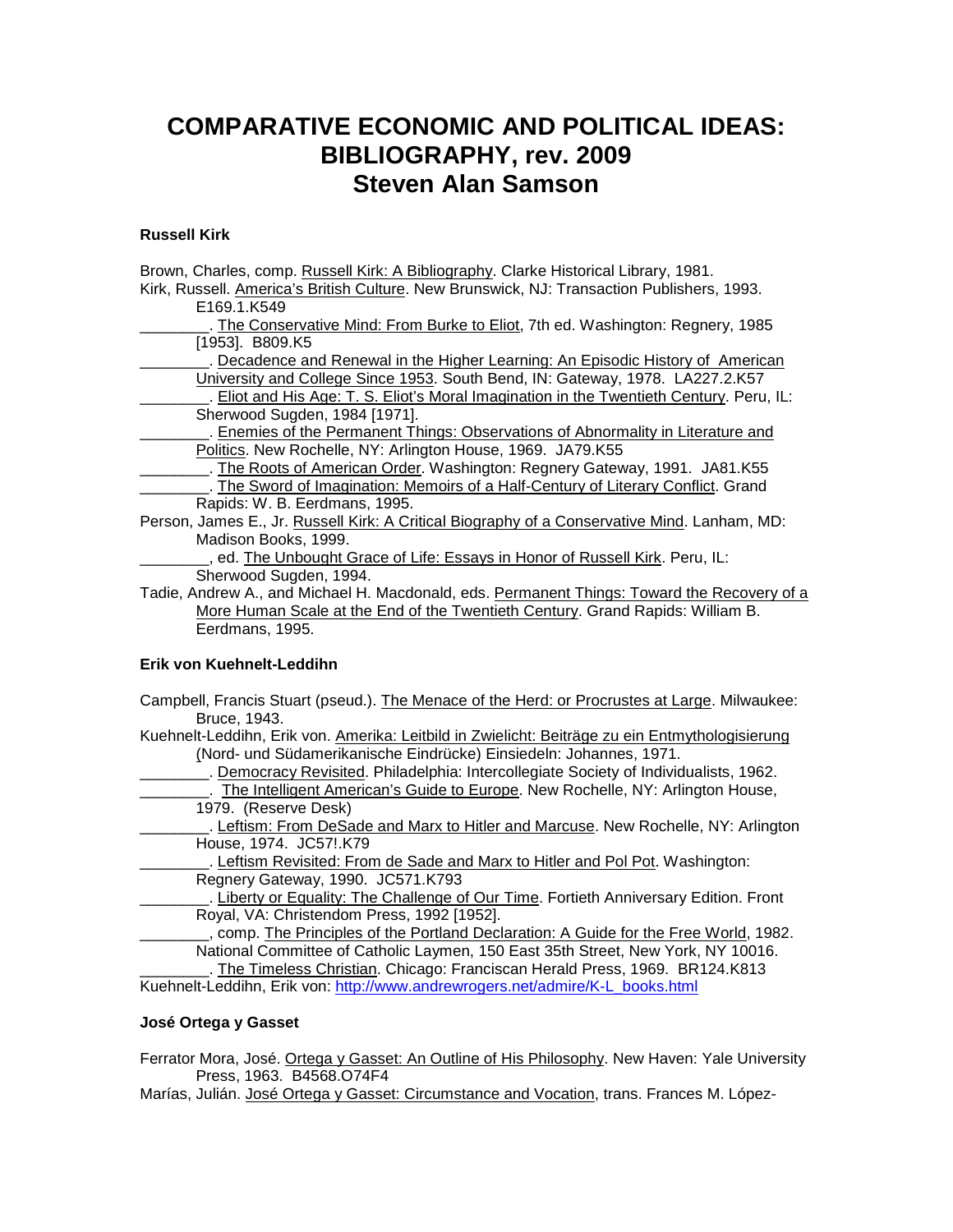# COMPARATIVE ECONOMIC AND POLITICAL IDEAS: BIBLIOGRAPHY, rev. 2009
# Steven Alan Samson

### Russell Kirk

Brown, Charles, comp. Russell Kirk: A Bibliography. Clarke Historical Library, 1981.

Kirk, Russell. America's British Culture. New Brunswick, NJ: Transaction Publishers, 1993. E169.1.K549

________. The Conservative Mind: From Burke to Eliot, 7th ed. Washington: Regnery, 1985 [1953]. B809.K5

________. Decadence and Renewal in the Higher Learning: An Episodic History of American University and College Since 1953. South Bend, IN: Gateway, 1978. LA227.2.K57

________. Eliot and His Age: T. S. Eliot's Moral Imagination in the Twentieth Century. Peru, IL: Sherwood Sugden, 1984 [1971].

________. Enemies of the Permanent Things: Observations of Abnormality in Literature and Politics. New Rochelle, NY: Arlington House, 1969. JA79.K55

________. The Roots of American Order. Washington: Regnery Gateway, 1991. JA81.K55

________. The Sword of Imagination: Memoirs of a Half-Century of Literary Conflict. Grand Rapids: W. B. Eerdmans, 1995.

Person, James E., Jr. Russell Kirk: A Critical Biography of a Conservative Mind. Lanham, MD: Madison Books, 1999.

________, ed. The Unbought Grace of Life: Essays in Honor of Russell Kirk. Peru, IL: Sherwood Sugden, 1994.

Tadie, Andrew A., and Michael H. Macdonald, eds. Permanent Things: Toward the Recovery of a More Human Scale at the End of the Twentieth Century. Grand Rapids: William B. Eerdmans, 1995.

### Erik von Kuehnelt-Leddihn

Campbell, Francis Stuart (pseud.). The Menace of the Herd: or Procrustes at Large. Milwaukee: Bruce, 1943.

Kuehnelt-Leddihn, Erik von. Amerika: Leitbild in Zwielicht: Beiträge zu ein Entmythologisierung (Nord- und Südamerikanische Eindrücke) Einsiedeln: Johannes, 1971.

________. Democracy Revisited. Philadelphia: Intercollegiate Society of Individualists, 1962.

________. The Intelligent American's Guide to Europe. New Rochelle, NY: Arlington House, 1979. (Reserve Desk)

________. Leftism: From DeSade and Marx to Hitler and Marcuse. New Rochelle, NY: Arlington House, 1974. JC57!.K79

________. Leftism Revisited: From de Sade and Marx to Hitler and Pol Pot. Washington: Regnery Gateway, 1990. JC571.K793

________. Liberty or Equality: The Challenge of Our Time. Fortieth Anniversary Edition. Front Royal, VA: Christendom Press, 1992 [1952].

________, comp. The Principles of the Portland Declaration: A Guide for the Free World, 1982. National Committee of Catholic Laymen, 150 East 35th Street, New York, NY 10016.

________. The Timeless Christian. Chicago: Franciscan Herald Press, 1969. BR124.K813

Kuehnelt-Leddihn, Erik von: http://www.andrewrogers.net/admire/K-L_books.html

### José Ortega y Gasset

Ferrator Mora, José. Ortega y Gasset: An Outline of His Philosophy. New Haven: Yale University Press, 1963. B4568.O74F4

Marías, Julián. José Ortega y Gasset: Circumstance and Vocation, trans. Frances M. López-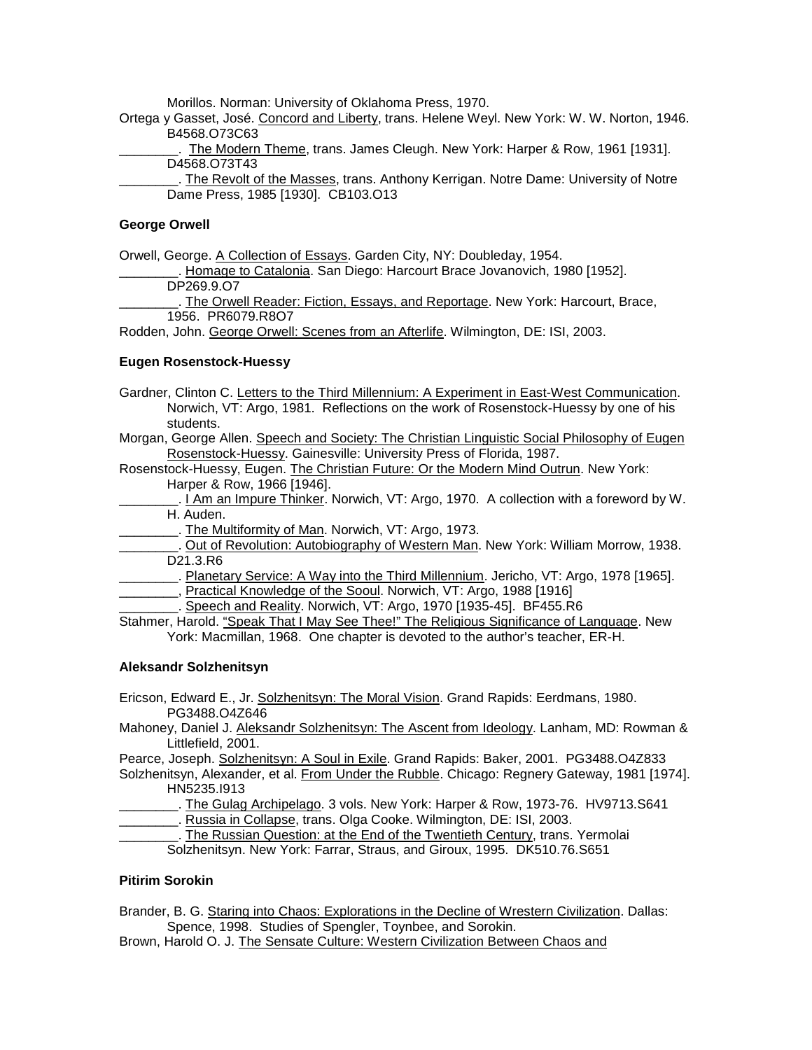Morillos. Norman: University of Oklahoma Press, 1970.

Ortega y Gasset, José. Concord and Liberty, trans. Helene Weyl. New York: W. W. Norton, 1946. B4568.O73C63

________. The Modern Theme, trans. James Cleugh. New York: Harper & Row, 1961 [1931]. D4568.O73T43

________. The Revolt of the Masses, trans. Anthony Kerrigan. Notre Dame: University of Notre Dame Press, 1985 [1930]. CB103.O13

### George Orwell

Orwell, George. A Collection of Essays. Garden City, NY: Doubleday, 1954.

________. Homage to Catalonia. San Diego: Harcourt Brace Jovanovich, 1980 [1952]. DP269.9.O7

________. The Orwell Reader: Fiction, Essays, and Reportage. New York: Harcourt, Brace, 1956. PR6079.R8O7

Rodden, John. George Orwell: Scenes from an Afterlife. Wilmington, DE: ISI, 2003.

### Eugen Rosenstock-Huessy

Gardner, Clinton C. Letters to the Third Millennium: A Experiment in East-West Communication. Norwich, VT: Argo, 1981. Reflections on the work of Rosenstock-Huessy by one of his students.

Morgan, George Allen. Speech and Society: The Christian Linguistic Social Philosophy of Eugen Rosenstock-Huessy. Gainesville: University Press of Florida, 1987.

Rosenstock-Huessy, Eugen. The Christian Future: Or the Modern Mind Outrun. New York: Harper & Row, 1966 [1946].

________. I Am an Impure Thinker. Norwich, VT: Argo, 1970. A collection with a foreword by W. H. Auden.

________. The Multiformity of Man. Norwich, VT: Argo, 1973.

________. Out of Revolution: Autobiography of Western Man. New York: William Morrow, 1938. D21.3.R6

________. Planetary Service: A Way into the Third Millennium. Jericho, VT: Argo, 1978 [1965].

________, Practical Knowledge of the Sooul. Norwich, VT: Argo, 1988 [1916]

________. Speech and Reality. Norwich, VT: Argo, 1970 [1935-45]. BF455.R6

Stahmer, Harold. "Speak That I May See Thee!" The Religious Significance of Language. New York: Macmillan, 1968. One chapter is devoted to the author's teacher, ER-H.

### Aleksandr Solzhenitsyn

Ericson, Edward E., Jr. Solzhenitsyn: The Moral Vision. Grand Rapids: Eerdmans, 1980. PG3488.O4Z646

Mahoney, Daniel J. Aleksandr Solzhenitsyn: The Ascent from Ideology. Lanham, MD: Rowman & Littlefield, 2001.

Pearce, Joseph. Solzhenitsyn: A Soul in Exile. Grand Rapids: Baker, 2001. PG3488.O4Z833

Solzhenitsyn, Alexander, et al. From Under the Rubble. Chicago: Regnery Gateway, 1981 [1974]. HN5235.I913

________. The Gulag Archipelago. 3 vols. New York: Harper & Row, 1973-76. HV9713.S641

________. Russia in Collapse, trans. Olga Cooke. Wilmington, DE: ISI, 2003.

________. The Russian Question: at the End of the Twentieth Century, trans. Yermolai Solzhenitsyn. New York: Farrar, Straus, and Giroux, 1995. DK510.76.S651

### Pitirim Sorokin

Brander, B. G. Staring into Chaos: Explorations in the Decline of Wrestern Civilization. Dallas: Spence, 1998. Studies of Spengler, Toynbee, and Sorokin.

Brown, Harold O. J. The Sensate Culture: Western Civilization Between Chaos and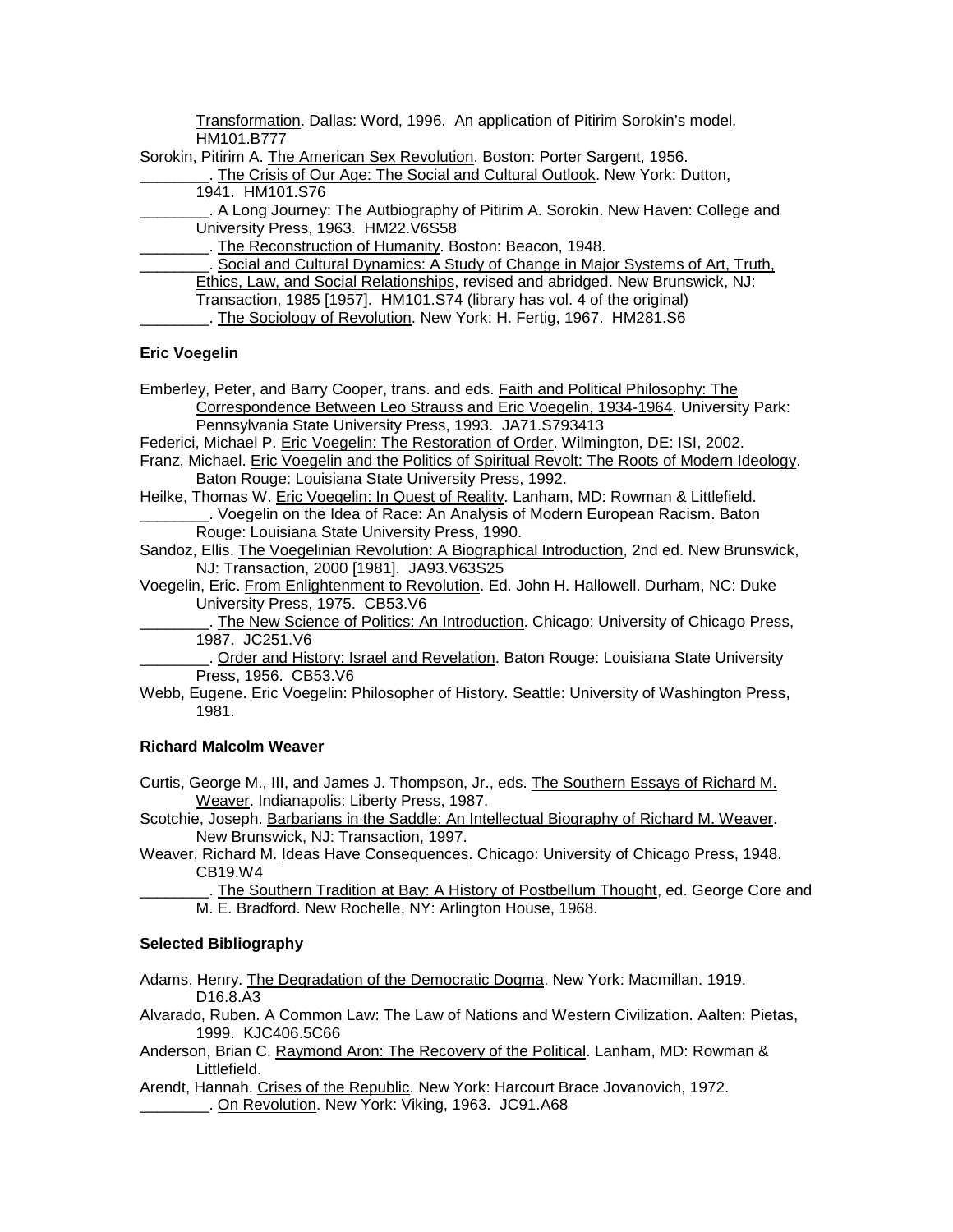Transformation. Dallas: Word, 1996. An application of Pitirim Sorokin's model. HM101.B777

Sorokin, Pitirim A. The American Sex Revolution. Boston: Porter Sargent, 1956.

________. The Crisis of Our Age: The Social and Cultural Outlook. New York: Dutton, 1941. HM101.S76

________. A Long Journey: The Autbiography of Pitirim A. Sorokin. New Haven: College and University Press, 1963. HM22.V6S58

________. The Reconstruction of Humanity. Boston: Beacon, 1948.

________. Social and Cultural Dynamics: A Study of Change in Major Systems of Art, Truth, Ethics, Law, and Social Relationships, revised and abridged. New Brunswick, NJ: Transaction, 1985 [1957]. HM101.S74 (library has vol. 4 of the original)

________. The Sociology of Revolution. New York: H. Fertig, 1967. HM281.S6

**Eric Voegelin**

Emberley, Peter, and Barry Cooper, trans. and eds. Faith and Political Philosophy: The Correspondence Between Leo Strauss and Eric Voegelin, 1934-1964. University Park: Pennsylvania State University Press, 1993. JA71.S793413

Federici, Michael P. Eric Voegelin: The Restoration of Order. Wilmington, DE: ISI, 2002.

Franz, Michael. Eric Voegelin and the Politics of Spiritual Revolt: The Roots of Modern Ideology. Baton Rouge: Louisiana State University Press, 1992.

Heilke, Thomas W. Eric Voegelin: In Quest of Reality. Lanham, MD: Rowman & Littlefield.

________. Voegelin on the Idea of Race: An Analysis of Modern European Racism. Baton Rouge: Louisiana State University Press, 1990.

Sandoz, Ellis. The Voegelinian Revolution: A Biographical Introduction, 2nd ed. New Brunswick, NJ: Transaction, 2000 [1981]. JA93.V63S25

Voegelin, Eric. From Enlightenment to Revolution. Ed. John H. Hallowell. Durham, NC: Duke University Press, 1975. CB53.V6

________. The New Science of Politics: An Introduction. Chicago: University of Chicago Press, 1987. JC251.V6

________. Order and History: Israel and Revelation. Baton Rouge: Louisiana State University Press, 1956. CB53.V6

Webb, Eugene. Eric Voegelin: Philosopher of History. Seattle: University of Washington Press, 1981.

**Richard Malcolm Weaver**

Curtis, George M., III, and James J. Thompson, Jr., eds. The Southern Essays of Richard M. Weaver. Indianapolis: Liberty Press, 1987.

Scotchie, Joseph. Barbarians in the Saddle: An Intellectual Biography of Richard M. Weaver. New Brunswick, NJ: Transaction, 1997.

Weaver, Richard M. Ideas Have Consequences. Chicago: University of Chicago Press, 1948. CB19.W4

________. The Southern Tradition at Bay: A History of Postbellum Thought, ed. George Core and M. E. Bradford. New Rochelle, NY: Arlington House, 1968.

**Selected Bibliography**

Adams, Henry. The Degradation of the Democratic Dogma. New York: Macmillan. 1919. D16.8.A3

Alvarado, Ruben. A Common Law: The Law of Nations and Western Civilization. Aalten: Pietas, 1999. KJC406.5C66

Anderson, Brian C. Raymond Aron: The Recovery of the Political. Lanham, MD: Rowman & Littlefield.

Arendt, Hannah. Crises of the Republic. New York: Harcourt Brace Jovanovich, 1972.

________. On Revolution. New York: Viking, 1963. JC91.A68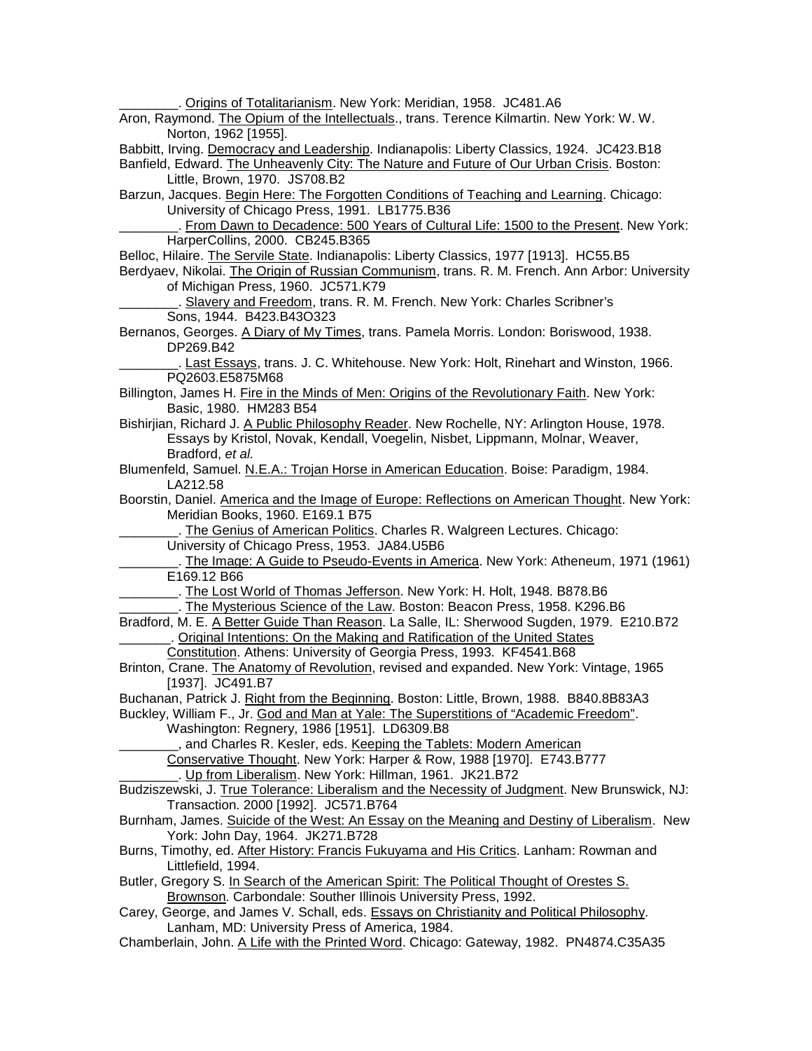________. Origins of Totalitarianism. New York: Meridian, 1958. JC481.A6

Aron, Raymond. The Opium of the Intellectuals., trans. Terence Kilmartin. New York: W. W. Norton, 1962 [1955].

Babbitt, Irving. Democracy and Leadership. Indianapolis: Liberty Classics, 1924. JC423.B18

Banfield, Edward. The Unheavenly City: The Nature and Future of Our Urban Crisis. Boston: Little, Brown, 1970. JS708.B2

Barzun, Jacques. Begin Here: The Forgotten Conditions of Teaching and Learning. Chicago: University of Chicago Press, 1991. LB1775.B36

________. From Dawn to Decadence: 500 Years of Cultural Life: 1500 to the Present. New York: HarperCollins, 2000. CB245.B365

Belloc, Hilaire. The Servile State. Indianapolis: Liberty Classics, 1977 [1913]. HC55.B5

Berdyaev, Nikolai. The Origin of Russian Communism, trans. R. M. French. Ann Arbor: University of Michigan Press, 1960. JC571.K79

________. Slavery and Freedom, trans. R. M. French. New York: Charles Scribner's Sons, 1944. B423.B43O323

Bernanos, Georges. A Diary of My Times, trans. Pamela Morris. London: Boriswood, 1938. DP269.B42

________. Last Essays, trans. J. C. Whitehouse. New York: Holt, Rinehart and Winston, 1966. PQ2603.E5875M68

Billington, James H. Fire in the Minds of Men: Origins of the Revolutionary Faith. New York: Basic, 1980. HM283 B54

Bishirjian, Richard J. A Public Philosophy Reader. New Rochelle, NY: Arlington House, 1978. Essays by Kristol, Novak, Kendall, Voegelin, Nisbet, Lippmann, Molnar, Weaver, Bradford, *et al.*

Blumenfeld, Samuel. N.E.A.: Trojan Horse in American Education. Boise: Paradigm, 1984. LA212.58

Boorstin, Daniel. America and the Image of Europe: Reflections on American Thought. New York: Meridian Books, 1960. E169.1 B75

________. The Genius of American Politics. Charles R. Walgreen Lectures. Chicago: University of Chicago Press, 1953. JA84.U5B6

________. The Image: A Guide to Pseudo-Events in America. New York: Atheneum, 1971 (1961) E169.12 B66

________. The Lost World of Thomas Jefferson. New York: H. Holt, 1948. B878.B6

________. The Mysterious Science of the Law. Boston: Beacon Press, 1958. K296.B6

Bradford, M. E. A Better Guide Than Reason. La Salle, IL: Sherwood Sugden, 1979. E210.B72

_______. Original Intentions: On the Making and Ratification of the United States Constitution. Athens: University of Georgia Press, 1993. KF4541.B68

Brinton, Crane. The Anatomy of Revolution, revised and expanded. New York: Vintage, 1965 [1937]. JC491.B7

Buchanan, Patrick J. Right from the Beginning. Boston: Little, Brown, 1988. B840.8B83A3

Buckley, William F., Jr. God and Man at Yale: The Superstitions of "Academic Freedom". Washington: Regnery, 1986 [1951]. LD6309.B8

________, and Charles R. Kesler, eds. Keeping the Tablets: Modern American Conservative Thought. New York: Harper & Row, 1988 [1970]. E743.B777

________. Up from Liberalism. New York: Hillman, 1961. JK21.B72

Budziszewski, J. True Tolerance: Liberalism and the Necessity of Judgment. New Brunswick, NJ: Transaction. 2000 [1992]. JC571.B764

Burnham, James. Suicide of the West: An Essay on the Meaning and Destiny of Liberalism. New York: John Day, 1964. JK271.B728

Burns, Timothy, ed. After History: Francis Fukuyama and His Critics. Lanham: Rowman and Littlefield, 1994.

Butler, Gregory S. In Search of the American Spirit: The Political Thought of Orestes S. Brownson. Carbondale: Souther Illinois University Press, 1992.

Carey, George, and James V. Schall, eds. Essays on Christianity and Political Philosophy. Lanham, MD: University Press of America, 1984.

Chamberlain, John. A Life with the Printed Word. Chicago: Gateway, 1982. PN4874.C35A35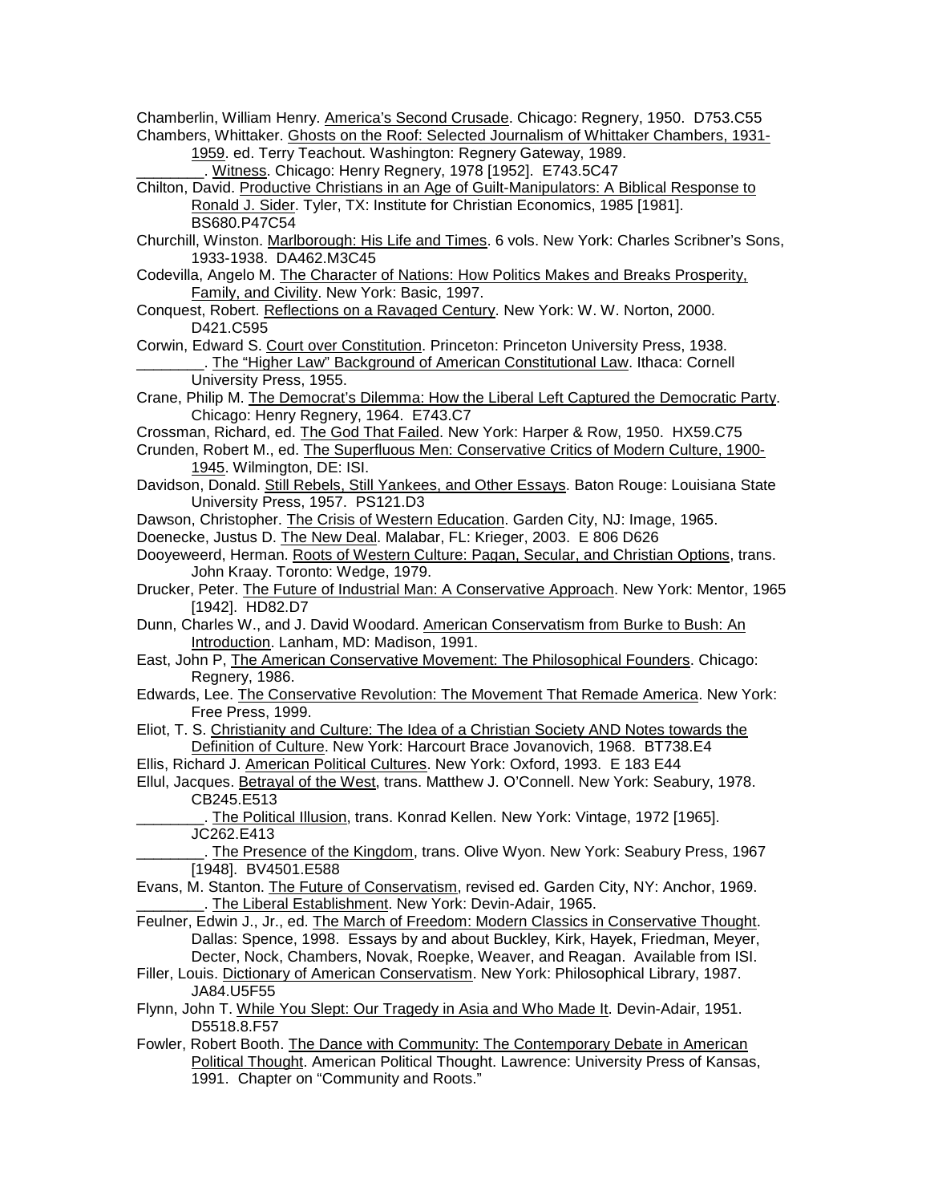Chamberlin, William Henry. America's Second Crusade. Chicago: Regnery, 1950. D753.C55

Chambers, Whittaker. Ghosts on the Roof: Selected Journalism of Whittaker Chambers, 1931-1959. ed. Terry Teachout. Washington: Regnery Gateway, 1989.

________. Witness. Chicago: Henry Regnery, 1978 [1952]. E743.5C47

Chilton, David. Productive Christians in an Age of Guilt-Manipulators: A Biblical Response to Ronald J. Sider. Tyler, TX: Institute for Christian Economics, 1985 [1981]. BS680.P47C54

Churchill, Winston. Marlborough: His Life and Times. 6 vols. New York: Charles Scribner's Sons, 1933-1938. DA462.M3C45

Codevilla, Angelo M. The Character of Nations: How Politics Makes and Breaks Prosperity, Family, and Civility. New York: Basic, 1997.

Conquest, Robert. Reflections on a Ravaged Century. New York: W. W. Norton, 2000. D421.C595

Corwin, Edward S. Court over Constitution. Princeton: Princeton University Press, 1938.

________. The "Higher Law" Background of American Constitutional Law. Ithaca: Cornell University Press, 1955.

Crane, Philip M. The Democrat's Dilemma: How the Liberal Left Captured the Democratic Party. Chicago: Henry Regnery, 1964. E743.C7

Crossman, Richard, ed. The God That Failed. New York: Harper & Row, 1950. HX59.C75

Crunden, Robert M., ed. The Superfluous Men: Conservative Critics of Modern Culture, 1900-1945. Wilmington, DE: ISI.

Davidson, Donald. Still Rebels, Still Yankees, and Other Essays. Baton Rouge: Louisiana State University Press, 1957. PS121.D3

Dawson, Christopher. The Crisis of Western Education. Garden City, NJ: Image, 1965.

Doenecke, Justus D. The New Deal. Malabar, FL: Krieger, 2003. E 806 D626

Dooyeweerd, Herman. Roots of Western Culture: Pagan, Secular, and Christian Options, trans. John Kraay. Toronto: Wedge, 1979.

Drucker, Peter. The Future of Industrial Man: A Conservative Approach. New York: Mentor, 1965 [1942]. HD82.D7

Dunn, Charles W., and J. David Woodard. American Conservatism from Burke to Bush: An Introduction. Lanham, MD: Madison, 1991.

East, John P, The American Conservative Movement: The Philosophical Founders. Chicago: Regnery, 1986.

Edwards, Lee. The Conservative Revolution: The Movement That Remade America. New York: Free Press, 1999.

Eliot, T. S. Christianity and Culture: The Idea of a Christian Society AND Notes towards the Definition of Culture. New York: Harcourt Brace Jovanovich, 1968. BT738.E4

Ellis, Richard J. American Political Cultures. New York: Oxford, 1993. E 183 E44

Ellul, Jacques. Betrayal of the West, trans. Matthew J. O'Connell. New York: Seabury, 1978. CB245.E513

________. The Political Illusion, trans. Konrad Kellen. New York: Vintage, 1972 [1965]. JC262.E413

________. The Presence of the Kingdom, trans. Olive Wyon. New York: Seabury Press, 1967 [1948]. BV4501.E588

Evans, M. Stanton. The Future of Conservatism, revised ed. Garden City, NY: Anchor, 1969.

________. The Liberal Establishment. New York: Devin-Adair, 1965.

Feulner, Edwin J., Jr., ed. The March of Freedom: Modern Classics in Conservative Thought. Dallas: Spence, 1998. Essays by and about Buckley, Kirk, Hayek, Friedman, Meyer, Decter, Nock, Chambers, Novak, Roepke, Weaver, and Reagan. Available from ISI.

Filler, Louis. Dictionary of American Conservatism. New York: Philosophical Library, 1987. JA84.U5F55

Flynn, John T. While You Slept: Our Tragedy in Asia and Who Made It. Devin-Adair, 1951. D5518.8.F57

Fowler, Robert Booth. The Dance with Community: The Contemporary Debate in American Political Thought. American Political Thought. Lawrence: University Press of Kansas, 1991. Chapter on "Community and Roots."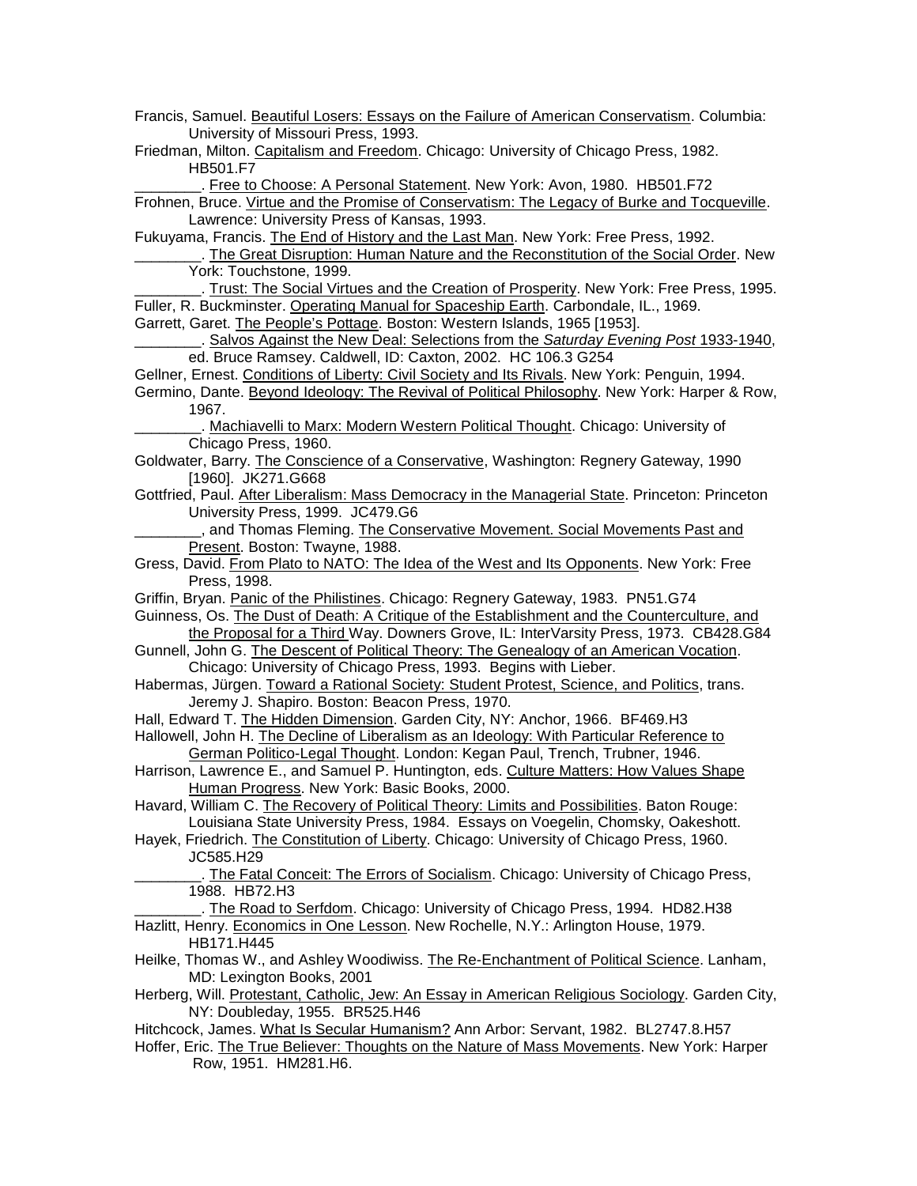Francis, Samuel. Beautiful Losers: Essays on the Failure of American Conservatism. Columbia: University of Missouri Press, 1993.

Friedman, Milton. Capitalism and Freedom. Chicago: University of Chicago Press, 1982. HB501.F7

________. Free to Choose: A Personal Statement. New York: Avon, 1980. HB501.F72

Frohnen, Bruce. Virtue and the Promise of Conservatism: The Legacy of Burke and Tocqueville. Lawrence: University Press of Kansas, 1993.

Fukuyama, Francis. The End of History and the Last Man. New York: Free Press, 1992.

________. The Great Disruption: Human Nature and the Reconstitution of the Social Order. New York: Touchstone, 1999.

________. Trust: The Social Virtues and the Creation of Prosperity. New York: Free Press, 1995.

Fuller, R. Buckminster. Operating Manual for Spaceship Earth. Carbondale, IL., 1969.

Garrett, Garet. The People's Pottage. Boston: Western Islands, 1965 [1953].

________. Salvos Against the New Deal: Selections from the *Saturday Evening Post* 1933-1940, ed. Bruce Ramsey. Caldwell, ID: Caxton, 2002. HC 106.3 G254

Gellner, Ernest. Conditions of Liberty: Civil Society and Its Rivals. New York: Penguin, 1994.

Germino, Dante. Beyond Ideology: The Revival of Political Philosophy. New York: Harper & Row, 1967.

________. Machiavelli to Marx: Modern Western Political Thought. Chicago: University of Chicago Press, 1960.

Goldwater, Barry. The Conscience of a Conservative, Washington: Regnery Gateway, 1990 [1960]. JK271.G668

Gottfried, Paul. After Liberalism: Mass Democracy in the Managerial State. Princeton: Princeton University Press, 1999. JC479.G6

________, and Thomas Fleming. The Conservative Movement. Social Movements Past and Present. Boston: Twayne, 1988.

Gress, David. From Plato to NATO: The Idea of the West and Its Opponents. New York: Free Press, 1998.

Griffin, Bryan. Panic of the Philistines. Chicago: Regnery Gateway, 1983. PN51.G74

Guinness, Os. The Dust of Death: A Critique of the Establishment and the Counterculture, and the Proposal for a Third Way. Downers Grove, IL: InterVarsity Press, 1973. CB428.G84

Gunnell, John G. The Descent of Political Theory: The Genealogy of an American Vocation. Chicago: University of Chicago Press, 1993. Begins with Lieber.

Habermas, Jürgen. Toward a Rational Society: Student Protest, Science, and Politics, trans. Jeremy J. Shapiro. Boston: Beacon Press, 1970.

Hall, Edward T. The Hidden Dimension. Garden City, NY: Anchor, 1966. BF469.H3

Hallowell, John H. The Decline of Liberalism as an Ideology: With Particular Reference to German Politico-Legal Thought. London: Kegan Paul, Trench, Trubner, 1946.

Harrison, Lawrence E., and Samuel P. Huntington, eds. Culture Matters: How Values Shape Human Progress. New York: Basic Books, 2000.

Havard, William C. The Recovery of Political Theory: Limits and Possibilities. Baton Rouge: Louisiana State University Press, 1984. Essays on Voegelin, Chomsky, Oakeshott.

Hayek, Friedrich. The Constitution of Liberty. Chicago: University of Chicago Press, 1960. JC585.H29

________. The Fatal Conceit: The Errors of Socialism. Chicago: University of Chicago Press, 1988. HB72.H3

________. The Road to Serfdom. Chicago: University of Chicago Press, 1994. HD82.H38

Hazlitt, Henry. Economics in One Lesson. New Rochelle, N.Y.: Arlington House, 1979. HB171.H445

Heilke, Thomas W., and Ashley Woodiwiss. The Re-Enchantment of Political Science. Lanham, MD: Lexington Books, 2001

Herberg, Will. Protestant, Catholic, Jew: An Essay in American Religious Sociology. Garden City, NY: Doubleday, 1955. BR525.H46

Hitchcock, James. What Is Secular Humanism? Ann Arbor: Servant, 1982. BL2747.8.H57

Hoffer, Eric. The True Believer: Thoughts on the Nature of Mass Movements. New York: Harper Row, 1951. HM281.H6.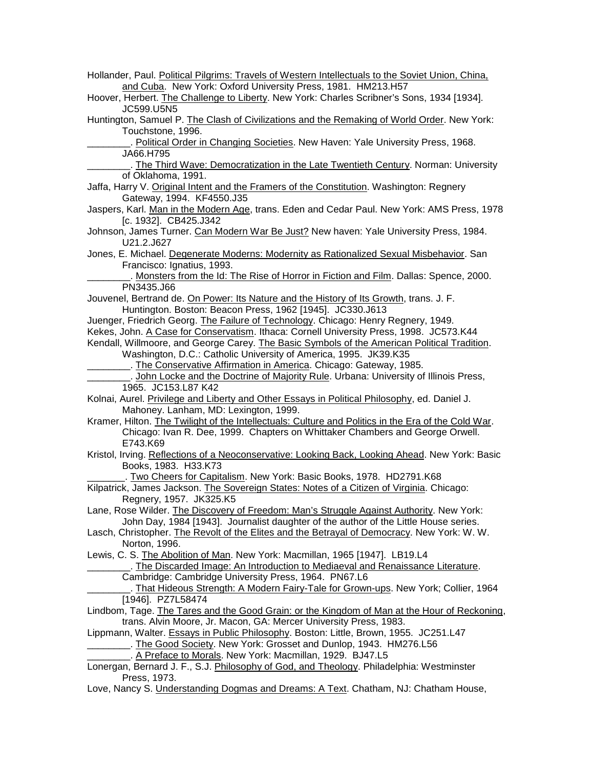Hollander, Paul. Political Pilgrims: Travels of Western Intellectuals to the Soviet Union, China, and Cuba. New York: Oxford University Press, 1981. HM213.H57

Hoover, Herbert. The Challenge to Liberty. New York: Charles Scribner's Sons, 1934 [1934]. JC599.U5N5

Huntington, Samuel P. The Clash of Civilizations and the Remaking of World Order. New York: Touchstone, 1996.

________. Political Order in Changing Societies. New Haven: Yale University Press, 1968. JA66.H795

________. The Third Wave: Democratization in the Late Twentieth Century. Norman: University of Oklahoma, 1991.

Jaffa, Harry V. Original Intent and the Framers of the Constitution. Washington: Regnery Gateway, 1994. KF4550.J35

Jaspers, Karl. Man in the Modern Age, trans. Eden and Cedar Paul. New York: AMS Press, 1978 [c. 1932]. CB425.J342

Johnson, James Turner. Can Modern War Be Just? New haven: Yale University Press, 1984. U21.2.J627

Jones, E. Michael. Degenerate Moderns: Modernity as Rationalized Sexual Misbehavior. San Francisco: Ignatius, 1993.

________. Monsters from the Id: The Rise of Horror in Fiction and Film. Dallas: Spence, 2000. PN3435.J66

Jouvenel, Bertrand de. On Power: Its Nature and the History of Its Growth, trans. J. F. Huntington. Boston: Beacon Press, 1962 [1945]. JC330.J613

Juenger, Friedrich Georg. The Failure of Technology. Chicago: Henry Regnery, 1949.

Kekes, John. A Case for Conservatism. Ithaca: Cornell University Press, 1998. JC573.K44

Kendall, Willmoore, and George Carey. The Basic Symbols of the American Political Tradition. Washington, D.C.: Catholic University of America, 1995. JK39.K35

________. The Conservative Affirmation in America. Chicago: Gateway, 1985.

________. John Locke and the Doctrine of Majority Rule. Urbana: University of Illinois Press, 1965. JC153.L87 K42

Kolnai, Aurel. Privilege and Liberty and Other Essays in Political Philosophy, ed. Daniel J. Mahoney. Lanham, MD: Lexington, 1999.

Kramer, Hilton. The Twilight of the Intellectuals: Culture and Politics in the Era of the Cold War. Chicago: Ivan R. Dee, 1999. Chapters on Whittaker Chambers and George Orwell. E743.K69

Kristol, Irving. Reflections of a Neoconservative: Looking Back, Looking Ahead. New York: Basic Books, 1983. H33.K73

_______. Two Cheers for Capitalism. New York: Basic Books, 1978. HD2791.K68

Kilpatrick, James Jackson. The Sovereign States: Notes of a Citizen of Virginia. Chicago: Regnery, 1957. JK325.K5

Lane, Rose Wilder. The Discovery of Freedom: Man's Struggle Against Authority. New York: John Day, 1984 [1943]. Journalist daughter of the author of the Little House series.

Lasch, Christopher. The Revolt of the Elites and the Betrayal of Democracy. New York: W. W. Norton, 1996.

Lewis, C. S. The Abolition of Man. New York: Macmillan, 1965 [1947]. LB19.L4

________. The Discarded Image: An Introduction to Mediaeval and Renaissance Literature. Cambridge: Cambridge University Press, 1964. PN67.L6

________. That Hideous Strength: A Modern Fairy-Tale for Grown-ups. New York; Collier, 1964 [1946]. PZ7L58474

Lindbom, Tage. The Tares and the Good Grain: or the Kingdom of Man at the Hour of Reckoning, trans. Alvin Moore, Jr. Macon, GA: Mercer University Press, 1983.

Lippmann, Walter. Essays in Public Philosophy. Boston: Little, Brown, 1955. JC251.L47

________. The Good Society. New York: Grosset and Dunlop, 1943. HM276.L56

________. A Preface to Morals. New York: Macmillan, 1929. BJ47.L5

Lonergan, Bernard J. F., S.J. Philosophy of God, and Theology. Philadelphia: Westminster Press, 1973.

Love, Nancy S. Understanding Dogmas and Dreams: A Text. Chatham, NJ: Chatham House,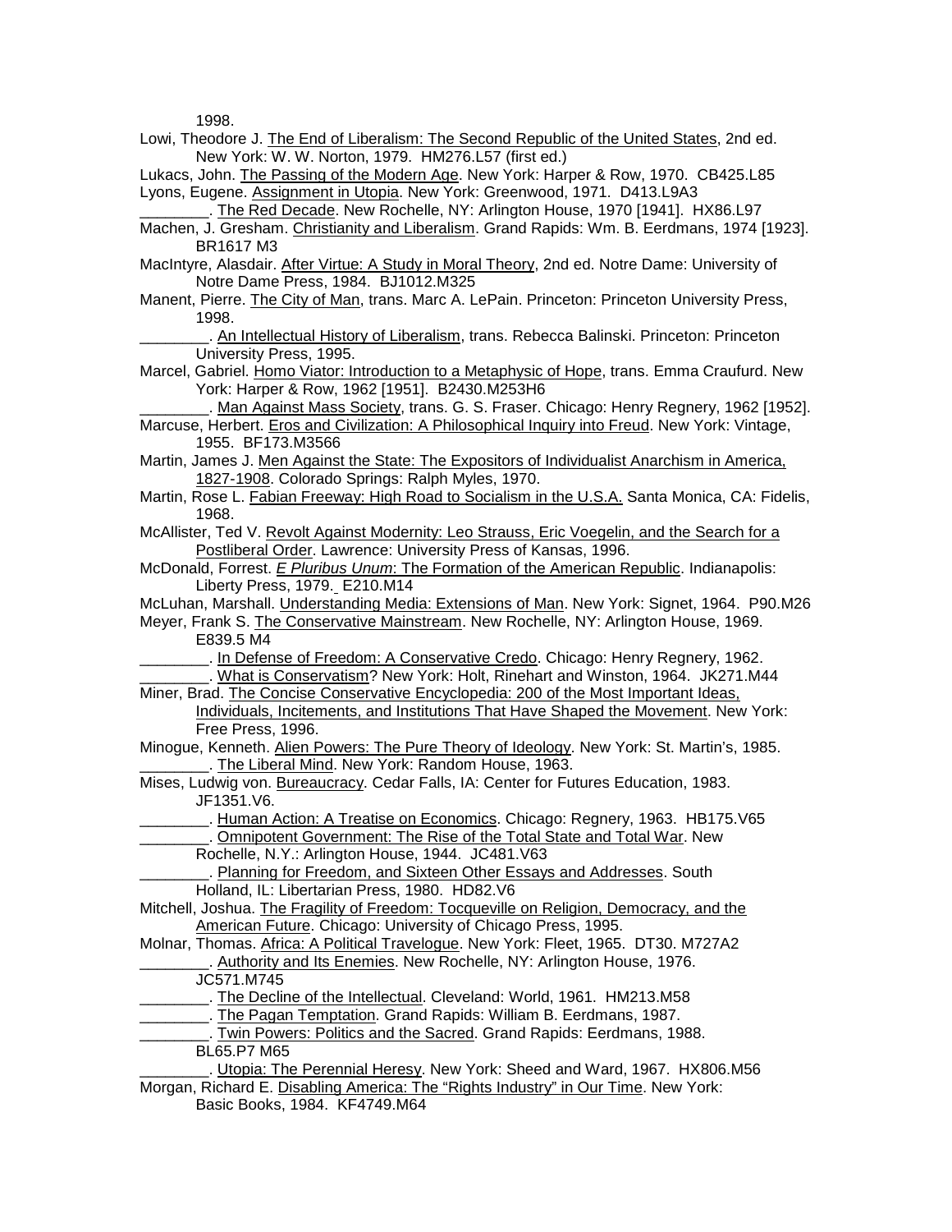1998.

Lowi, Theodore J. The End of Liberalism: The Second Republic of the United States, 2nd ed. New York: W. W. Norton, 1979. HM276.L57 (first ed.)

Lukacs, John. The Passing of the Modern Age. New York: Harper & Row, 1970. CB425.L85

Lyons, Eugene. Assignment in Utopia. New York: Greenwood, 1971. D413.L9A3

________. The Red Decade. New Rochelle, NY: Arlington House, 1970 [1941]. HX86.L97

Machen, J. Gresham. Christianity and Liberalism. Grand Rapids: Wm. B. Eerdmans, 1974 [1923]. BR1617 M3

MacIntyre, Alasdair. After Virtue: A Study in Moral Theory, 2nd ed. Notre Dame: University of Notre Dame Press, 1984. BJ1012.M325

Manent, Pierre. The City of Man, trans. Marc A. LePain. Princeton: Princeton University Press, 1998.

________. An Intellectual History of Liberalism, trans. Rebecca Balinski. Princeton: Princeton University Press, 1995.

Marcel, Gabriel. Homo Viator: Introduction to a Metaphysic of Hope, trans. Emma Craufurd. New York: Harper & Row, 1962 [1951]. B2430.M253H6

________. Man Against Mass Society, trans. G. S. Fraser. Chicago: Henry Regnery, 1962 [1952].

Marcuse, Herbert. Eros and Civilization: A Philosophical Inquiry into Freud. New York: Vintage, 1955. BF173.M3566

Martin, James J. Men Against the State: The Expositors of Individualist Anarchism in America, 1827-1908. Colorado Springs: Ralph Myles, 1970.

Martin, Rose L. Fabian Freeway: High Road to Socialism in the U.S.A. Santa Monica, CA: Fidelis, 1968.

McAllister, Ted V. Revolt Against Modernity: Leo Strauss, Eric Voegelin, and the Search for a Postliberal Order. Lawrence: University Press of Kansas, 1996.

McDonald, Forrest. *E Pluribus Unum*: The Formation of the American Republic. Indianapolis: Liberty Press, 1979. E210.M14

McLuhan, Marshall. Understanding Media: Extensions of Man. New York: Signet, 1964. P90.M26

Meyer, Frank S. The Conservative Mainstream. New Rochelle, NY: Arlington House, 1969. E839.5 M4

________. In Defense of Freedom: A Conservative Credo. Chicago: Henry Regnery, 1962.

________. What is Conservatism? New York: Holt, Rinehart and Winston, 1964. JK271.M44

Miner, Brad. The Concise Conservative Encyclopedia: 200 of the Most Important Ideas, Individuals, Incitements, and Institutions That Have Shaped the Movement. New York: Free Press, 1996.

Minogue, Kenneth. Alien Powers: The Pure Theory of Ideology. New York: St. Martin's, 1985.

________. The Liberal Mind. New York: Random House, 1963.

Mises, Ludwig von. Bureaucracy. Cedar Falls, IA: Center for Futures Education, 1983. JF1351.V6.

________. Human Action: A Treatise on Economics. Chicago: Regnery, 1963. HB175.V65

________. Omnipotent Government: The Rise of the Total State and Total War. New Rochelle, N.Y.: Arlington House, 1944. JC481.V63

________. Planning for Freedom, and Sixteen Other Essays and Addresses. South Holland, IL: Libertarian Press, 1980. HD82.V6

Mitchell, Joshua. The Fragility of Freedom: Tocqueville on Religion, Democracy, and the American Future. Chicago: University of Chicago Press, 1995.

Molnar, Thomas. Africa: A Political Travelogue. New York: Fleet, 1965. DT30. M727A2

________. Authority and Its Enemies. New Rochelle, NY: Arlington House, 1976. JC571.M745

________. The Decline of the Intellectual. Cleveland: World, 1961. HM213.M58

________. The Pagan Temptation. Grand Rapids: William B. Eerdmans, 1987.

________. Twin Powers: Politics and the Sacred. Grand Rapids: Eerdmans, 1988. BL65.P7 M65

________. Utopia: The Perennial Heresy. New York: Sheed and Ward, 1967. HX806.M56

Morgan, Richard E. Disabling America: The "Rights Industry" in Our Time. New York: Basic Books, 1984. KF4749.M64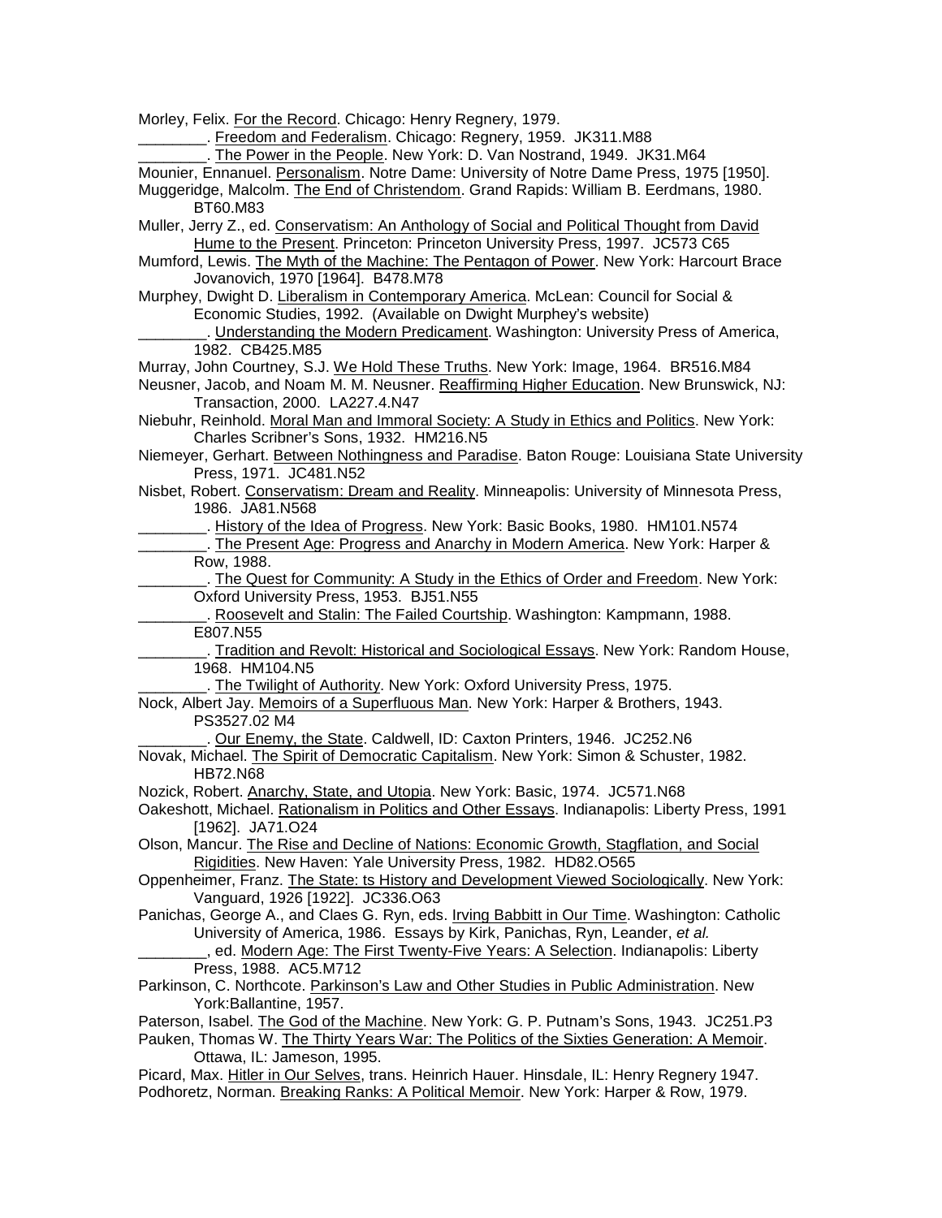Morley, Felix. For the Record. Chicago: Henry Regnery, 1979.

________. Freedom and Federalism. Chicago: Regnery, 1959. JK311.M88

________. The Power in the People. New York: D. Van Nostrand, 1949. JK31.M64

Mounier, Ennanuel. Personalism. Notre Dame: University of Notre Dame Press, 1975 [1950].

Muggeridge, Malcolm. The End of Christendom. Grand Rapids: William B. Eerdmans, 1980. BT60.M83

Muller, Jerry Z., ed. Conservatism: An Anthology of Social and Political Thought from David Hume to the Present. Princeton: Princeton University Press, 1997. JC573 C65

Mumford, Lewis. The Myth of the Machine: The Pentagon of Power. New York: Harcourt Brace Jovanovich, 1970 [1964]. B478.M78

Murphey, Dwight D. Liberalism in Contemporary America. McLean: Council for Social & Economic Studies, 1992. (Available on Dwight Murphey's website)

________. Understanding the Modern Predicament. Washington: University Press of America, 1982. CB425.M85

Murray, John Courtney, S.J. We Hold These Truths. New York: Image, 1964. BR516.M84

Neusner, Jacob, and Noam M. M. Neusner. Reaffirming Higher Education. New Brunswick, NJ: Transaction, 2000. LA227.4.N47

Niebuhr, Reinhold. Moral Man and Immoral Society: A Study in Ethics and Politics. New York: Charles Scribner's Sons, 1932. HM216.N5

Niemeyer, Gerhart. Between Nothingness and Paradise. Baton Rouge: Louisiana State University Press, 1971. JC481.N52

Nisbet, Robert. Conservatism: Dream and Reality. Minneapolis: University of Minnesota Press, 1986. JA81.N568

________. History of the Idea of Progress. New York: Basic Books, 1980. HM101.N574

________. The Present Age: Progress and Anarchy in Modern America. New York: Harper & Row, 1988.

________. The Quest for Community: A Study in the Ethics of Order and Freedom. New York: Oxford University Press, 1953. BJ51.N55

________. Roosevelt and Stalin: The Failed Courtship. Washington: Kampmann, 1988. E807.N55

________. Tradition and Revolt: Historical and Sociological Essays. New York: Random House, 1968. HM104.N5

________. The Twilight of Authority. New York: Oxford University Press, 1975.

Nock, Albert Jay. Memoirs of a Superfluous Man. New York: Harper & Brothers, 1943. PS3527.02 M4

________. Our Enemy, the State. Caldwell, ID: Caxton Printers, 1946. JC252.N6

Novak, Michael. The Spirit of Democratic Capitalism. New York: Simon & Schuster, 1982. HB72.N68

Nozick, Robert. Anarchy, State, and Utopia. New York: Basic, 1974. JC571.N68

Oakeshott, Michael. Rationalism in Politics and Other Essays. Indianapolis: Liberty Press, 1991 [1962]. JA71.O24

Olson, Mancur. The Rise and Decline of Nations: Economic Growth, Stagflation, and Social Rigidities. New Haven: Yale University Press, 1982. HD82.O565

Oppenheimer, Franz. The State: ts History and Development Viewed Sociologically. New York: Vanguard, 1926 [1922]. JC336.O63

Panichas, George A., and Claes G. Ryn, eds. Irving Babbitt in Our Time. Washington: Catholic University of America, 1986. Essays by Kirk, Panichas, Ryn, Leander, *et al.*

________, ed. Modern Age: The First Twenty-Five Years: A Selection. Indianapolis: Liberty Press, 1988. AC5.M712

Parkinson, C. Northcote. Parkinson's Law and Other Studies in Public Administration. New York:Ballantine, 1957.

Paterson, Isabel. The God of the Machine. New York: G. P. Putnam's Sons, 1943. JC251.P3

Pauken, Thomas W. The Thirty Years War: The Politics of the Sixties Generation: A Memoir. Ottawa, IL: Jameson, 1995.

Picard, Max. Hitler in Our Selves, trans. Heinrich Hauer. Hinsdale, IL: Henry Regnery 1947.

Podhoretz, Norman. Breaking Ranks: A Political Memoir. New York: Harper & Row, 1979.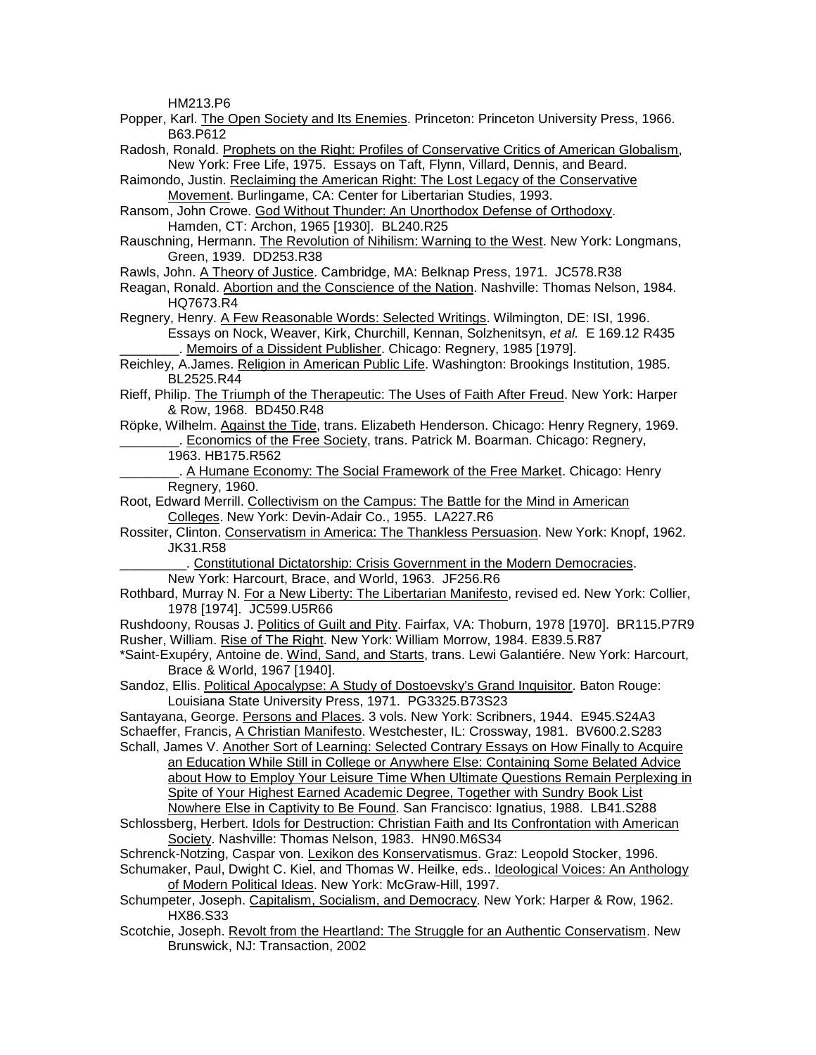HM213.P6

Popper, Karl. The Open Society and Its Enemies. Princeton: Princeton University Press, 1966. B63.P612

Radosh, Ronald. Prophets on the Right: Profiles of Conservative Critics of American Globalism, New York: Free Life, 1975. Essays on Taft, Flynn, Villard, Dennis, and Beard.

Raimondo, Justin. Reclaiming the American Right: The Lost Legacy of the Conservative Movement. Burlingame, CA: Center for Libertarian Studies, 1993.

Ransom, John Crowe. God Without Thunder: An Unorthodox Defense of Orthodoxy. Hamden, CT: Archon, 1965 [1930]. BL240.R25

Rauschning, Hermann. The Revolution of Nihilism: Warning to the West. New York: Longmans, Green, 1939. DD253.R38

Rawls, John. A Theory of Justice. Cambridge, MA: Belknap Press, 1971. JC578.R38

Reagan, Ronald. Abortion and the Conscience of the Nation. Nashville: Thomas Nelson, 1984. HQ7673.R4

Regnery, Henry. A Few Reasonable Words: Selected Writings. Wilmington, DE: ISI, 1996. Essays on Nock, Weaver, Kirk, Churchill, Kennan, Solzhenitsyn, *et al.* E 169.12 R435

________. Memoirs of a Dissident Publisher. Chicago: Regnery, 1985 [1979].

Reichley, A.James. Religion in American Public Life. Washington: Brookings Institution, 1985. BL2525.R44

Rieff, Philip. The Triumph of the Therapeutic: The Uses of Faith After Freud. New York: Harper & Row, 1968. BD450.R48

Röpke, Wilhelm. Against the Tide, trans. Elizabeth Henderson. Chicago: Henry Regnery, 1969.

________. Economics of the Free Society, trans. Patrick M. Boarman. Chicago: Regnery, 1963. HB175.R562

________. A Humane Economy: The Social Framework of the Free Market. Chicago: Henry Regnery, 1960.

Root, Edward Merrill. Collectivism on the Campus: The Battle for the Mind in American Colleges. New York: Devin-Adair Co., 1955. LA227.R6

Rossiter, Clinton. Conservatism in America: The Thankless Persuasion. New York: Knopf, 1962. JK31.R58

_________. Constitutional Dictatorship: Crisis Government in the Modern Democracies. New York: Harcourt, Brace, and World, 1963. JF256.R6

Rothbard, Murray N. For a New Liberty: The Libertarian Manifesto, revised ed. New York: Collier, 1978 [1974]. JC599.U5R66

Rushdoony, Rousas J. Politics of Guilt and Pity. Fairfax, VA: Thoburn, 1978 [1970]. BR115.P7R9

Rusher, William. Rise of The Right. New York: William Morrow, 1984. E839.5.R87

*Saint-Exupéry, Antoine de. Wind, Sand, and Starts, trans. Lewi Galantiére. New York: Harcourt, Brace & World, 1967 [1940].

Sandoz, Ellis. Political Apocalypse: A Study of Dostoevsky's Grand Inquisitor. Baton Rouge: Louisiana State University Press, 1971. PG3325.B73S23

Santayana, George. Persons and Places. 3 vols. New York: Scribners, 1944. E945.S24A3

Schaeffer, Francis, A Christian Manifesto. Westchester, IL: Crossway, 1981. BV600.2.S283

Schall, James V. Another Sort of Learning: Selected Contrary Essays on How Finally to Acquire an Education While Still in College or Anywhere Else: Containing Some Belated Advice about How to Employ Your Leisure Time When Ultimate Questions Remain Perplexing in Spite of Your Highest Earned Academic Degree, Together with Sundry Book List Nowhere Else in Captivity to Be Found. San Francisco: Ignatius, 1988. LB41.S288

Schlossberg, Herbert. Idols for Destruction: Christian Faith and Its Confrontation with American Society. Nashville: Thomas Nelson, 1983. HN90.M6S34

Schrenck-Notzing, Caspar von. Lexikon des Konservatismus. Graz: Leopold Stocker, 1996.

Schumaker, Paul, Dwight C. Kiel, and Thomas W. Heilke, eds.. Ideological Voices: An Anthology of Modern Political Ideas. New York: McGraw-Hill, 1997.

Schumpeter, Joseph. Capitalism, Socialism, and Democracy. New York: Harper & Row, 1962. HX86.S33

Scotchie, Joseph. Revolt from the Heartland: The Struggle for an Authentic Conservatism. New Brunswick, NJ: Transaction, 2002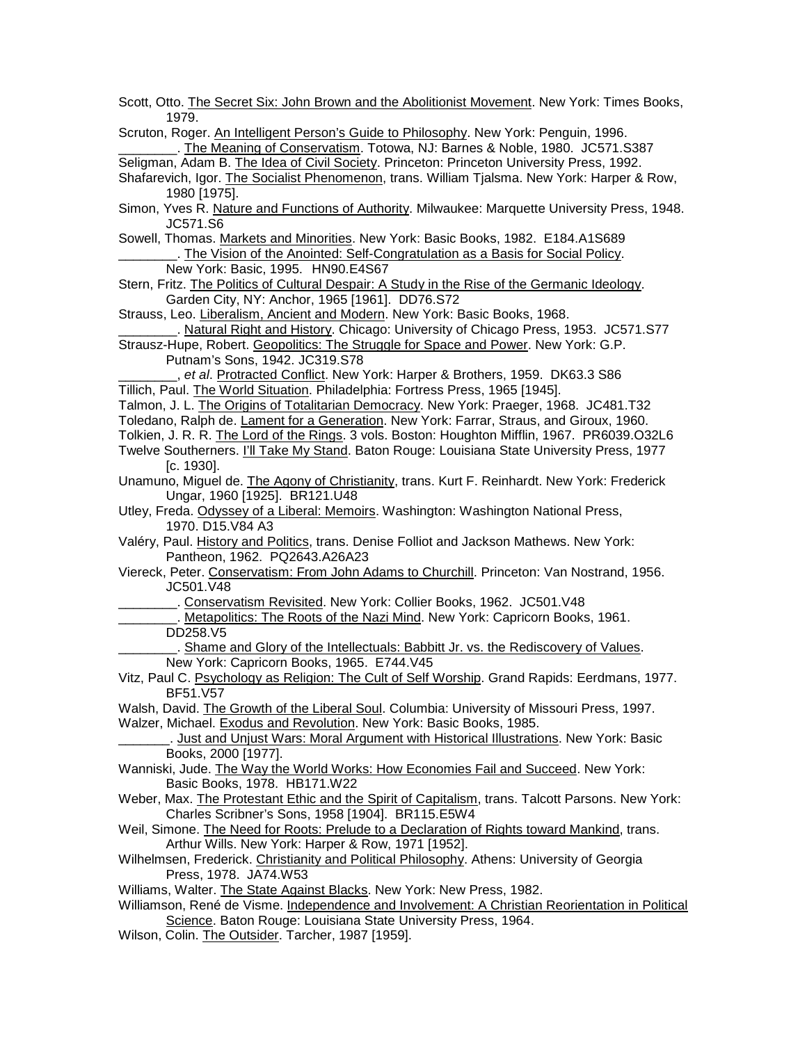Scott, Otto. The Secret Six: John Brown and the Abolitionist Movement. New York: Times Books, 1979.

Scruton, Roger. An Intelligent Person's Guide to Philosophy. New York: Penguin, 1996.

________. The Meaning of Conservatism. Totowa, NJ: Barnes & Noble, 1980. JC571.S387

Seligman, Adam B. The Idea of Civil Society. Princeton: Princeton University Press, 1992.

Shafarevich, Igor. The Socialist Phenomenon, trans. William Tjalsma. New York: Harper & Row, 1980 [1975].

Simon, Yves R. Nature and Functions of Authority. Milwaukee: Marquette University Press, 1948. JC571.S6

Sowell, Thomas. Markets and Minorities. New York: Basic Books, 1982. E184.A1S689

________. The Vision of the Anointed: Self-Congratulation as a Basis for Social Policy. New York: Basic, 1995. HN90.E4S67

Stern, Fritz. The Politics of Cultural Despair: A Study in the Rise of the Germanic Ideology. Garden City, NY: Anchor, 1965 [1961]. DD76.S72

Strauss, Leo. Liberalism, Ancient and Modern. New York: Basic Books, 1968.

________. Natural Right and History. Chicago: University of Chicago Press, 1953. JC571.S77

Strausz-Hupe, Robert. Geopolitics: The Struggle for Space and Power. New York: G.P. Putnam's Sons, 1942. JC319.S78

________, *et al*. Protracted Conflict. New York: Harper & Brothers, 1959. DK63.3 S86

Tillich, Paul. The World Situation. Philadelphia: Fortress Press, 1965 [1945].

Talmon, J. L. The Origins of Totalitarian Democracy. New York: Praeger, 1968. JC481.T32

Toledano, Ralph de. Lament for a Generation. New York: Farrar, Straus, and Giroux, 1960.

Tolkien, J. R. R. The Lord of the Rings. 3 vols. Boston: Houghton Mifflin, 1967. PR6039.O32L6

Twelve Southerners. I'll Take My Stand. Baton Rouge: Louisiana State University Press, 1977 [c. 1930].

Unamuno, Miguel de. The Agony of Christianity, trans. Kurt F. Reinhardt. New York: Frederick Ungar, 1960 [1925]. BR121.U48

Utley, Freda. Odyssey of a Liberal: Memoirs. Washington: Washington National Press, 1970. D15.V84 A3

Valéry, Paul. History and Politics, trans. Denise Folliot and Jackson Mathews. New York: Pantheon, 1962. PQ2643.A26A23

Viereck, Peter. Conservatism: From John Adams to Churchill. Princeton: Van Nostrand, 1956. JC501.V48

________. Conservatism Revisited. New York: Collier Books, 1962. JC501.V48

________. Metapolitics: The Roots of the Nazi Mind. New York: Capricorn Books, 1961. DD258.V5

________. Shame and Glory of the Intellectuals: Babbitt Jr. vs. the Rediscovery of Values. New York: Capricorn Books, 1965. E744.V45

Vitz, Paul C. Psychology as Religion: The Cult of Self Worship. Grand Rapids: Eerdmans, 1977. BF51.V57

Walsh, David. The Growth of the Liberal Soul. Columbia: University of Missouri Press, 1997.

Walzer, Michael. Exodus and Revolution. New York: Basic Books, 1985.

_______. Just and Unjust Wars: Moral Argument with Historical Illustrations. New York: Basic Books, 2000 [1977].

Wanniski, Jude. The Way the World Works: How Economies Fail and Succeed. New York: Basic Books, 1978. HB171.W22

Weber, Max. The Protestant Ethic and the Spirit of Capitalism, trans. Talcott Parsons. New York: Charles Scribner's Sons, 1958 [1904]. BR115.E5W4

Weil, Simone. The Need for Roots: Prelude to a Declaration of Rights toward Mankind, trans. Arthur Wills. New York: Harper & Row, 1971 [1952].

Wilhelmsen, Frederick. Christianity and Political Philosophy. Athens: University of Georgia Press, 1978. JA74.W53

Williams, Walter. The State Against Blacks. New York: New Press, 1982.

Williamson, René de Visme. Independence and Involvement: A Christian Reorientation in Political Science. Baton Rouge: Louisiana State University Press, 1964.

Wilson, Colin. The Outsider. Tarcher, 1987 [1959].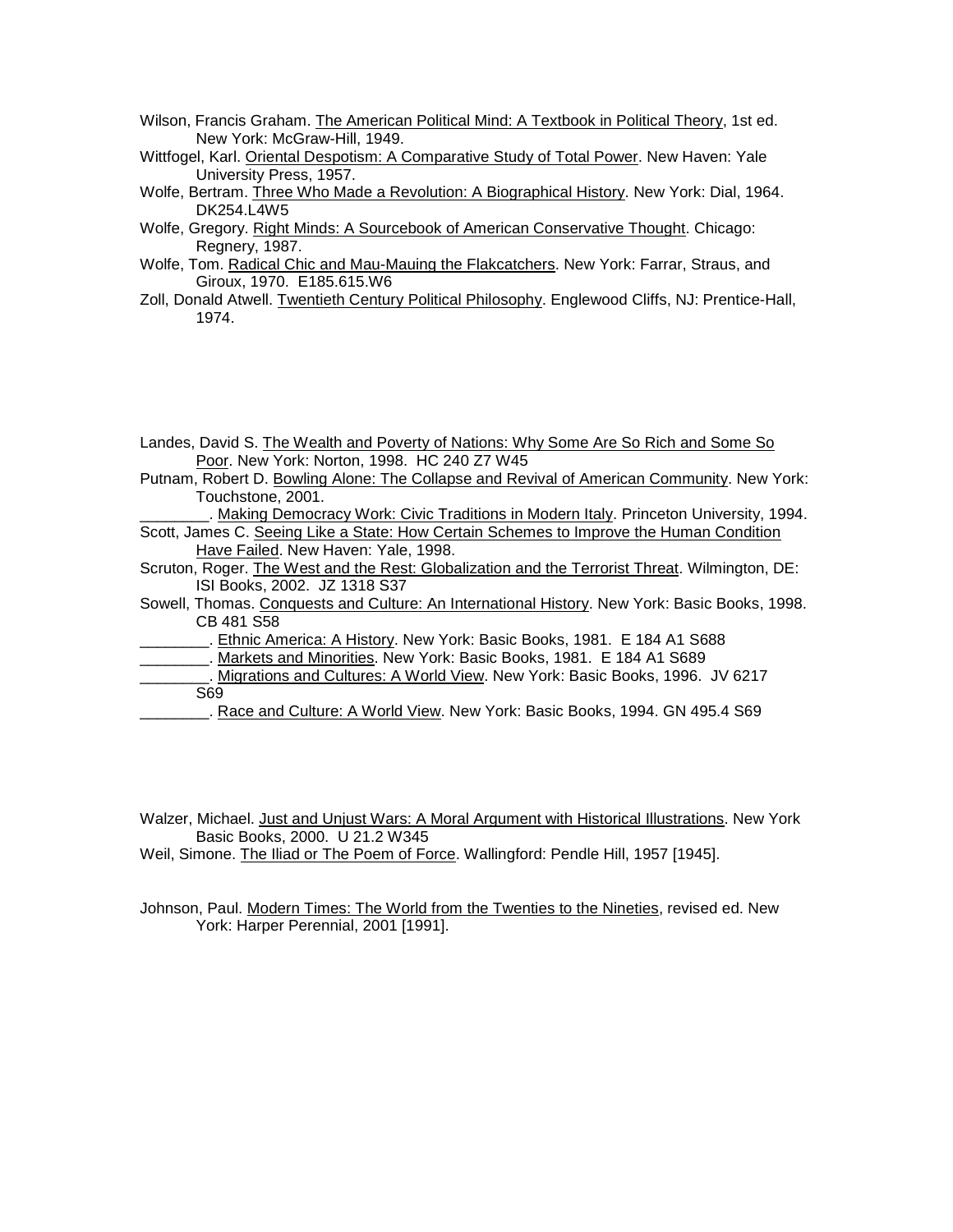Wilson, Francis Graham. <u>The American Political Mind: A Textbook in Political Theory</u>, 1st ed. New York: McGraw-Hill, 1949.

Wittfogel, Karl. <u>Oriental Despotism: A Comparative Study of Total Power</u>. New Haven: Yale University Press, 1957.

Wolfe, Bertram. <u>Three Who Made a Revolution: A Biographical History</u>. New York: Dial, 1964. DK254.L4W5

Wolfe, Gregory. <u>Right Minds: A Sourcebook of American Conservative Thought</u>. Chicago: Regnery, 1987.

Wolfe, Tom. <u>Radical Chic and Mau-Mauing the Flakcatchers</u>. New York: Farrar, Straus, and Giroux, 1970. E185.615.W6

Zoll, Donald Atwell. <u>Twentieth Century Political Philosophy</u>. Englewood Cliffs, NJ: Prentice-Hall, 1974.

Landes, David S. <u>The Wealth and Poverty of Nations: Why Some Are So Rich and Some So Poor</u>. New York: Norton, 1998. HC 240 Z7 W45

Putnam, Robert D. <u>Bowling Alone: The Collapse and Revival of American Community</u>. New York: Touchstone, 2001.

________. <u>Making Democracy Work: Civic Traditions in Modern Italy</u>. Princeton University, 1994.

Scott, James C. <u>Seeing Like a State: How Certain Schemes to Improve the Human Condition Have Failed</u>. New Haven: Yale, 1998.

Scruton, Roger. <u>The West and the Rest: Globalization and the Terrorist Threat</u>. Wilmington, DE: ISI Books, 2002. JZ 1318 S37

Sowell, Thomas. <u>Conquests and Culture: An International History</u>. New York: Basic Books, 1998. CB 481 S58

________. <u>Ethnic America: A History</u>. New York: Basic Books, 1981. E 184 A1 S688

________. <u>Markets and Minorities</u>. New York: Basic Books, 1981. E 184 A1 S689

________. <u>Migrations and Cultures: A World View</u>. New York: Basic Books, 1996. JV 6217 S69

________. <u>Race and Culture: A World View</u>. New York: Basic Books, 1994. GN 495.4 S69

Walzer, Michael. <u>Just and Unjust Wars: A Moral Argument with Historical Illustrations</u>. New York Basic Books, 2000. U 21.2 W345

Weil, Simone. <u>The Iliad or The Poem of Force</u>. Wallingford: Pendle Hill, 1957 [1945].

Johnson, Paul. <u>Modern Times: The World from the Twenties to the Nineties</u>, revised ed. New York: Harper Perennial, 2001 [1991].